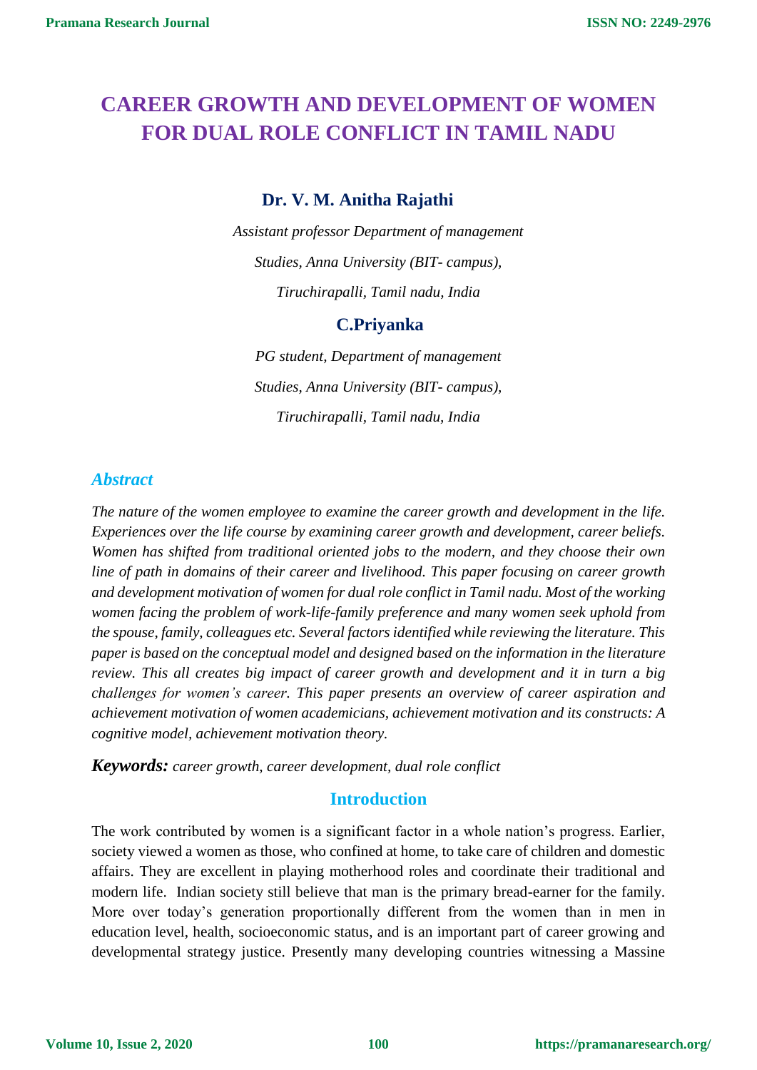# CAREER GROWTH AND DEVELOPMENT OF WOMEN FOR DUAL ROLE CONFLICT IN TAMIL NADU

**Dr. V. M. Anitha Rajathi**

*Assistant professor Department of management*

*Studies, Anna University (BIT- campus),*

*Tiruchirapalli, Tamil nadu, India*

**C.Priyanka**

*PG student, Department of management*

*Studies, Anna University (BIT- campus),*

*Tiruchirapalli, Tamil nadu, India*

## *Abstract*

*The nature of the women employee to examine the career growth and development in the life. Experiences over the life course by examining career growth and development, career beliefs. Women has shifted from traditional oriented jobs to the modern, and they choose their own line of path in domains of their career and livelihood. This paper focusing on career growth and development motivation of women for dual role conflict in Tamil nadu. Most of the working women facing the problem of work-life-family preference and many women seek uphold from the spouse, family, colleagues etc. Several factors identified while reviewing the literature. This paper is based on the conceptual model and designed based on the information in the literature review. This all creates big impact of career growth and development and it in turn a big challenges for women's career. This paper presents an overview of career aspiration and achievement motivation of women academicians, achievement motivation and its constructs: A cognitive model, achievement motivation theory.*

***Keywords:*** *career growth, career development, dual role conflict*

## Introduction

The work contributed by women is a significant factor in a whole nation's progress. Earlier, society viewed a women as those, who confined at home, to take care of children and domestic affairs. They are excellent in playing motherhood roles and coordinate their traditional and modern life. Indian society still believe that man is the primary bread-earner for the family. More over today's generation proportionally different from the women than in men in education level, health, socioeconomic status, and is an important part of career growing and developmental strategy justice. Presently many developing countries witnessing a Massine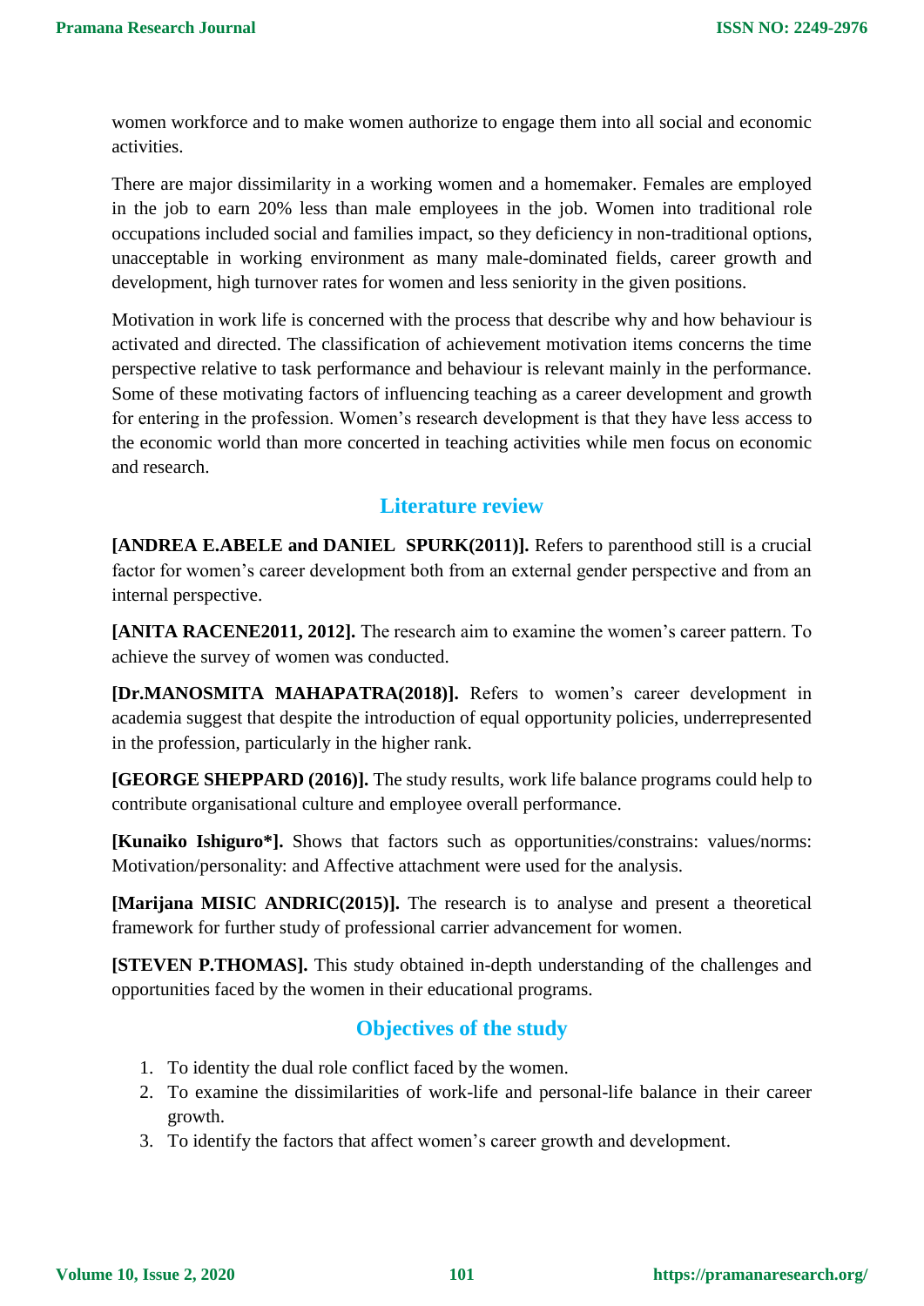women workforce and to make women authorize to engage them into all social and economic activities.

There are major dissimilarity in a working women and a homemaker. Females are employed in the job to earn 20% less than male employees in the job. Women into traditional role occupations included social and families impact, so they deficiency in non-traditional options, unacceptable in working environment as many male-dominated fields, career growth and development, high turnover rates for women and less seniority in the given positions.

Motivation in work life is concerned with the process that describe why and how behaviour is activated and directed. The classification of achievement motivation items concerns the time perspective relative to task performance and behaviour is relevant mainly in the performance. Some of these motivating factors of influencing teaching as a career development and growth for entering in the profession. Women's research development is that they have less access to the economic world than more concerted in teaching activities while men focus on economic and research.

## Literature review

**[ANDREA E.ABELE and DANIEL SPURK(2011)].** Refers to parenthood still is a crucial factor for women's career development both from an external gender perspective and from an internal perspective.

**[ANITA RACENE2011, 2012].** The research aim to examine the women's career pattern. To achieve the survey of women was conducted.

**[Dr.MANOSMITA MAHAPATRA(2018)].** Refers to women's career development in academia suggest that despite the introduction of equal opportunity policies, underrepresented in the profession, particularly in the higher rank.

**[GEORGE SHEPPARD (2016)].** The study results, work life balance programs could help to contribute organisational culture and employee overall performance.

**[Kunaiko Ishiguro*].** Shows that factors such as opportunities/constrains: values/norms: Motivation/personality: and Affective attachment were used for the analysis.

**[Marijana MISIC ANDRIC(2015)].** The research is to analyse and present a theoretical framework for further study of professional carrier advancement for women.

**[STEVEN P.THOMAS].** This study obtained in-depth understanding of the challenges and opportunities faced by the women in their educational programs.

## Objectives of the study

1. To identity the dual role conflict faced by the women.
2. To examine the dissimilarities of work-life and personal-life balance in their career growth.
3. To identify the factors that affect women's career growth and development.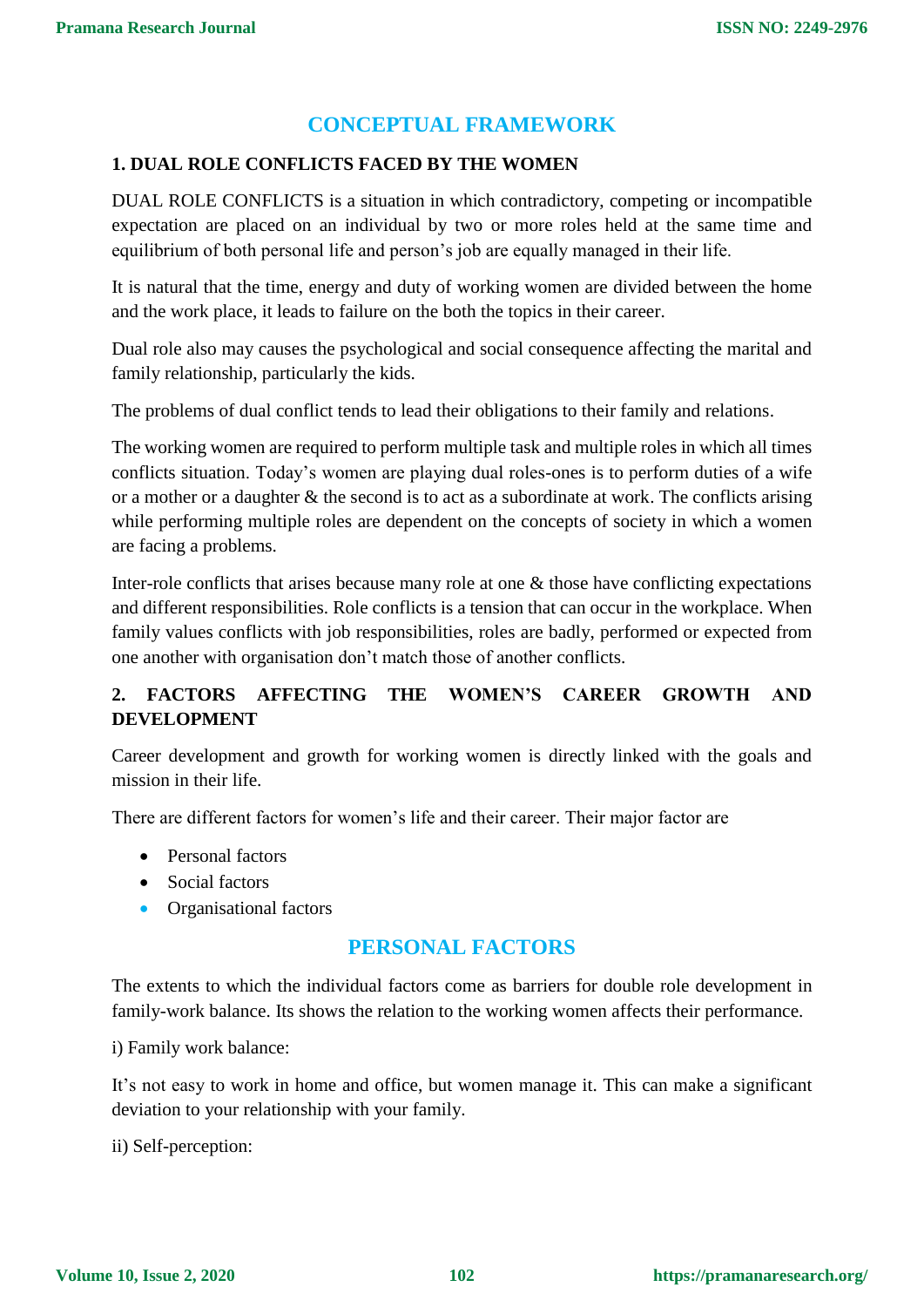# CONCEPTUAL FRAMEWORK

### 1. DUAL ROLE CONFLICTS FACED BY THE WOMEN

DUAL ROLE CONFLICTS is a situation in which contradictory, competing or incompatible expectation are placed on an individual by two or more roles held at the same time and equilibrium of both personal life and person's job are equally managed in their life.

It is natural that the time, energy and duty of working women are divided between the home and the work place, it leads to failure on the both the topics in their career.

Dual role also may causes the psychological and social consequence affecting the marital and family relationship, particularly the kids.

The problems of dual conflict tends to lead their obligations to their family and relations.

The working women are required to perform multiple task and multiple roles in which all times conflicts situation. Today's women are playing dual roles-ones is to perform duties of a wife or a mother or a daughter & the second is to act as a subordinate at work. The conflicts arising while performing multiple roles are dependent on the concepts of society in which a women are facing a problems.

Inter-role conflicts that arises because many role at one & those have conflicting expectations and different responsibilities. Role conflicts is a tension that can occur in the workplace. When family values conflicts with job responsibilities, roles are badly, performed or expected from one another with organisation don't match those of another conflicts.

### 2. FACTORS AFFECTING THE WOMEN'S CAREER GROWTH AND DEVELOPMENT

Career development and growth for working women is directly linked with the goals and mission in their life.

There are different factors for women's life and their career. Their major factor are

- Personal factors
- Social factors
- Organisational factors

## PERSONAL FACTORS

The extents to which the individual factors come as barriers for double role development in family-work balance. Its shows the relation to the working women affects their performance.

i) Family work balance:

It's not easy to work in home and office, but women manage it. This can make a significant deviation to your relationship with your family.

ii) Self-perception: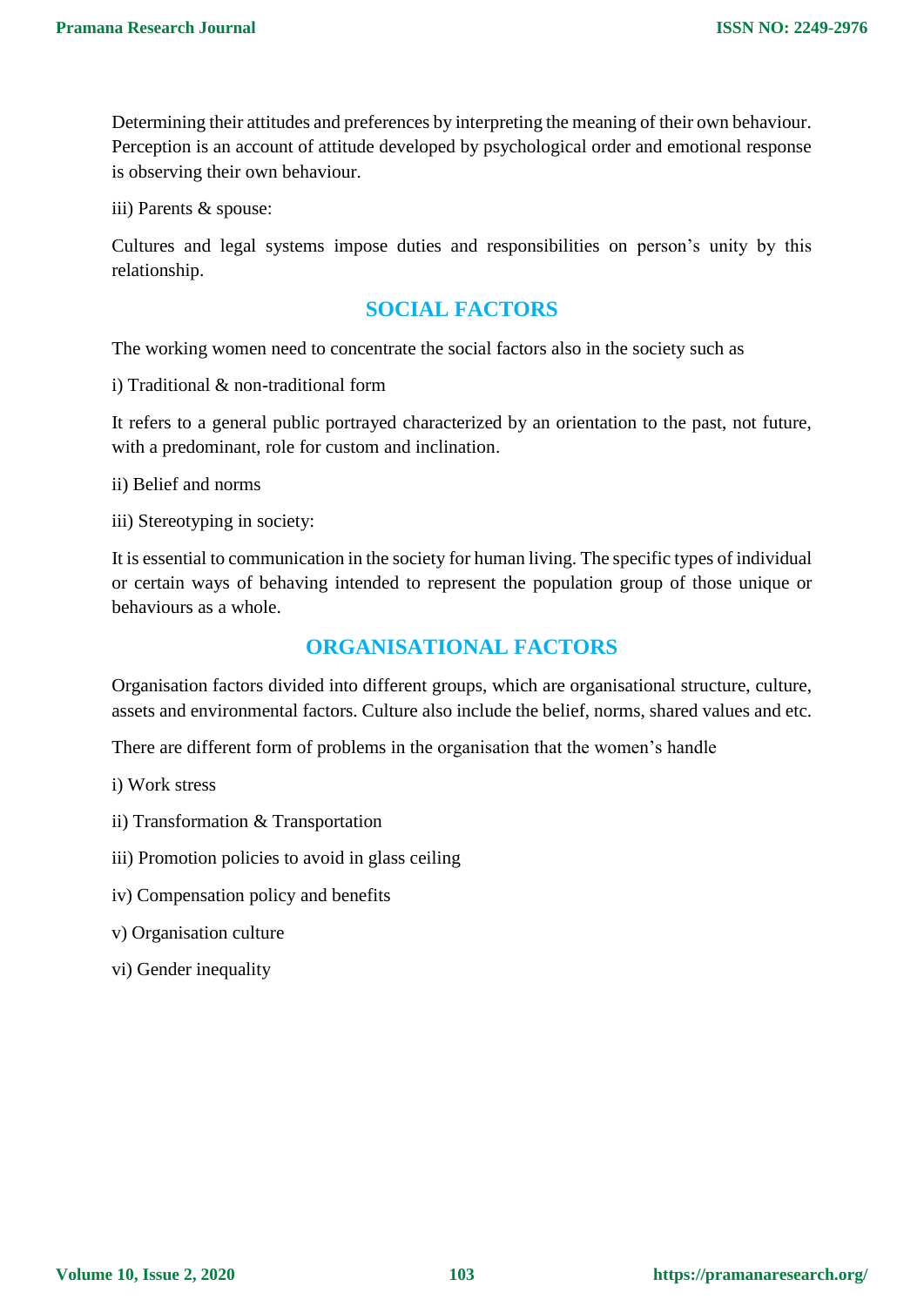Determining their attitudes and preferences by interpreting the meaning of their own behaviour. Perception is an account of attitude developed by psychological order and emotional response is observing their own behaviour.

iii) Parents & spouse:

Cultures and legal systems impose duties and responsibilities on person's unity by this relationship.

## SOCIAL FACTORS

The working women need to concentrate the social factors also in the society such as

i) Traditional & non-traditional form

It refers to a general public portrayed characterized by an orientation to the past, not future, with a predominant, role for custom and inclination.

ii) Belief and norms

iii) Stereotyping in society:

It is essential to communication in the society for human living. The specific types of individual or certain ways of behaving intended to represent the population group of those unique or behaviours as a whole.

## ORGANISATIONAL FACTORS

Organisation factors divided into different groups, which are organisational structure, culture, assets and environmental factors. Culture also include the belief, norms, shared values and etc.

There are different form of problems in the organisation that the women's handle

i) Work stress

ii) Transformation & Transportation

iii) Promotion policies to avoid in glass ceiling

iv) Compensation policy and benefits

v) Organisation culture

vi) Gender inequality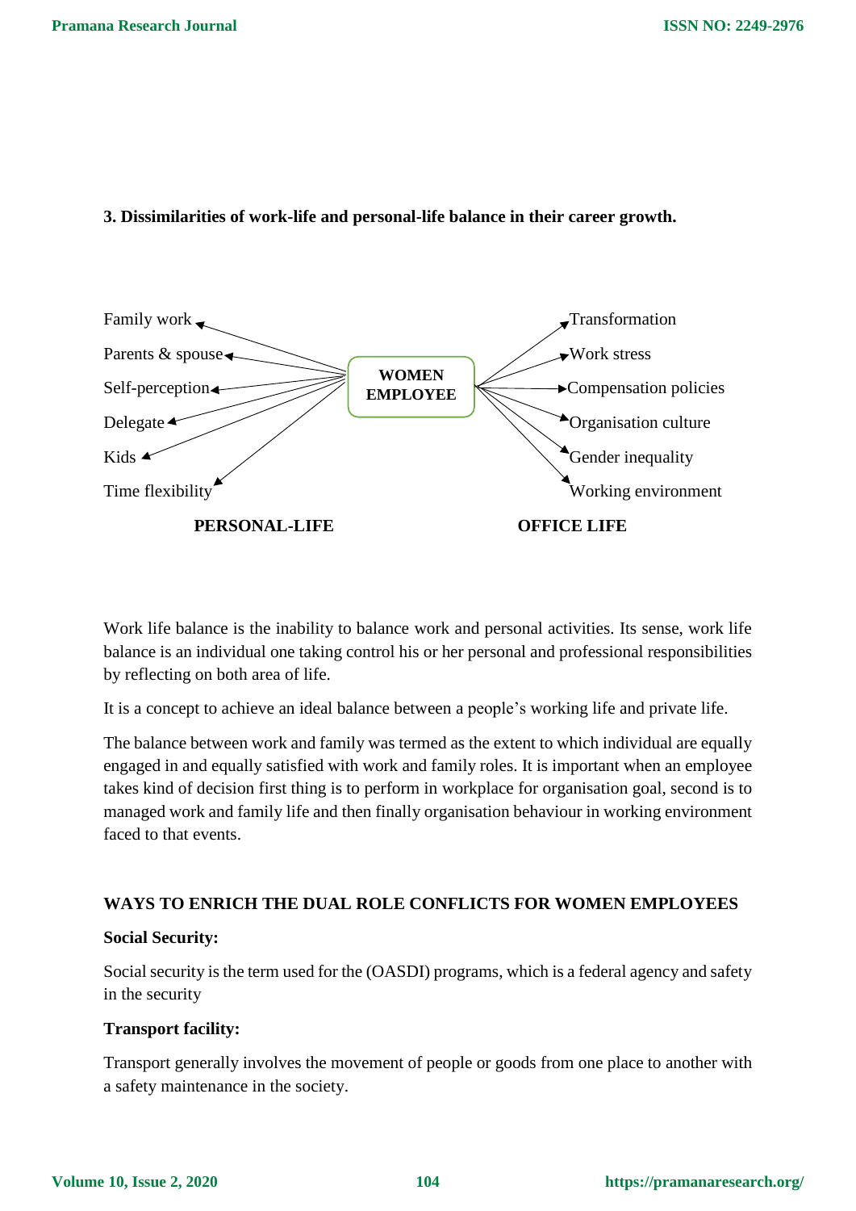**3. Dissimilarities of work-life and personal-life balance in their career growth.**

Family work

Parents & spouse

Self-perception

Delegate

Kids

Time flexibility

**WOMEN EMPLOYEE**

Transformation

Work stress

Compensation policies

Organisation culture

Gender inequality

Working environment

**PERSONAL-LIFE** **OFFICE LIFE**

Work life balance is the inability to balance work and personal activities. Its sense, work life balance is an individual one taking control his or her personal and professional responsibilities by reflecting on both area of life.

It is a concept to achieve an ideal balance between a people's working life and private life.

The balance between work and family was termed as the extent to which individual are equally engaged in and equally satisfied with work and family roles. It is important when an employee takes kind of decision first thing is to perform in workplace for organisation goal, second is to managed work and family life and then finally organisation behaviour in working environment faced to that events.

**WAYS TO ENRICH THE DUAL ROLE CONFLICTS FOR WOMEN EMPLOYEES**

**Social Security:**

Social security is the term used for the (OASDI) programs, which is a federal agency and safety in the security

**Transport facility:**

Transport generally involves the movement of people or goods from one place to another with a safety maintenance in the society.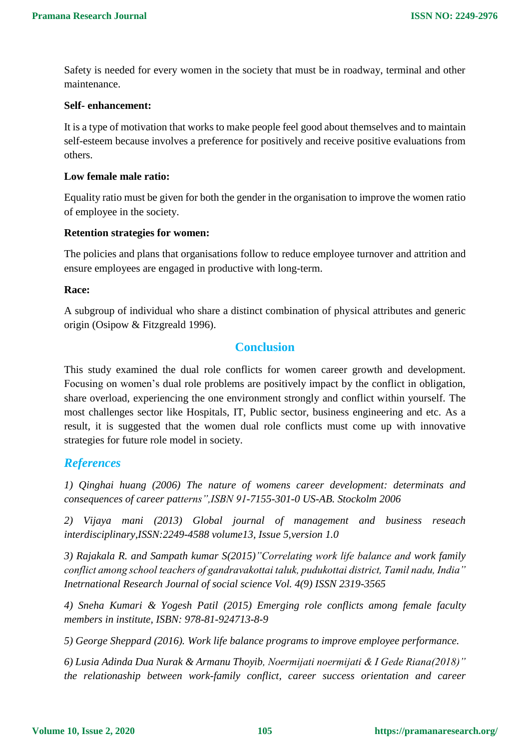Safety is needed for every women in the society that must be in roadway, terminal and other maintenance.

**Self- enhancement:**

It is a type of motivation that works to make people feel good about themselves and to maintain self-esteem because involves a preference for positively and receive positive evaluations from others.

**Low female male ratio:**

Equality ratio must be given for both the gender in the organisation to improve the women ratio of employee in the society.

**Retention strategies for women:**

The policies and plans that organisations follow to reduce employee turnover and attrition and ensure employees are engaged in productive with long-term.

**Race:**

A subgroup of individual who share a distinct combination of physical attributes and generic origin (Osipow & Fitzgreald 1996).

## Conclusion

This study examined the dual role conflicts for women career growth and development. Focusing on women's dual role problems are positively impact by the conflict in obligation, share overload, experiencing the one environment strongly and conflict within yourself. The most challenges sector like Hospitals, IT, Public sector, business engineering and etc. As a result, it is suggested that the women dual role conflicts must come up with innovative strategies for future role model in society.

## *References*

*1) Qinghai huang (2006) The nature of womens career development: determinats and consequences of career patterns",ISBN 91-7155-301-0 US-AB. Stockolm 2006*

*2) Vijaya mani (2013) Global journal of management and business reseach interdisciplinary,ISSN:2249-4588 volume13, Issue 5,version 1.0*

*3) Rajakala R. and Sampath kumar S(2015)"Correlating work life balance and work family conflict among school teachers of gandravakottai taluk, pudukottai district, Tamil nadu, India" Inetrnational Research Journal of social science Vol. 4(9) ISSN 2319-3565*

*4) Sneha Kumari & Yogesh Patil (2015) Emerging role conflicts among female faculty members in institute, ISBN: 978-81-924713-8-9*

*5) George Sheppard (2016). Work life balance programs to improve employee performance.*

*6) Lusia Adinda Dua Nurak & Armanu Thoyib, Noermijati noermijati & I Gede Riana(2018)" the relationaship between work-family conflict, career success orientation and career*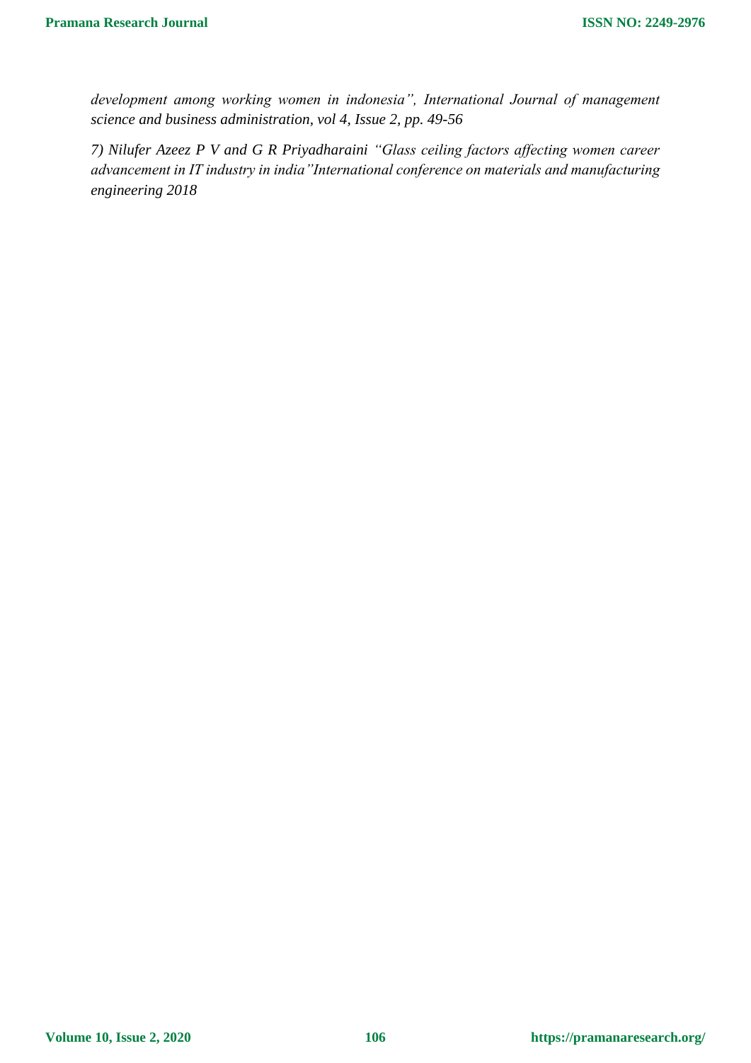*development among working women in indonesia", International Journal of management science and business administration, vol 4, Issue 2, pp. 49-56*

*7) Nilufer Azeez P V and G R Priyadharaini "Glass ceiling factors affecting women career advancement in IT industry in india"International conference on materials and manufacturing engineering 2018*